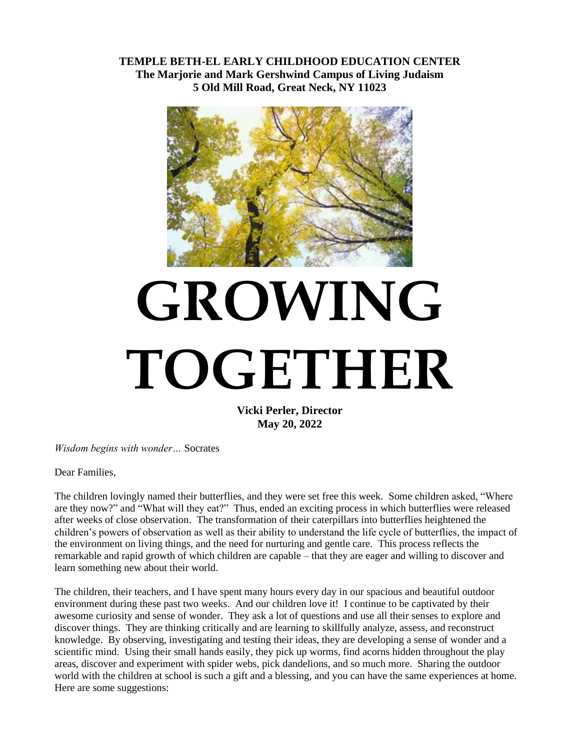**TEMPLE BETH-EL EARLY CHILDHOOD EDUCATION CENTER**
**The Marjorie and Mark Gershwind Campus of Living Judaism**
**5 Old Mill Road, Great Neck, NY 11023**

# GROWING TOGETHER

**Vicki Perler, Director**
**May 20, 2022**

*Wisdom begins with wonder…* Socrates

Dear Families,

The children lovingly named their butterflies, and they were set free this week. Some children asked, "Where are they now?" and "What will they eat?" Thus, ended an exciting process in which butterflies were released after weeks of close observation. The transformation of their caterpillars into butterflies heightened the children's powers of observation as well as their ability to understand the life cycle of butterflies, the impact of the environment on living things, and the need for nurturing and gentle care. This process reflects the remarkable and rapid growth of which children are capable – that they are eager and willing to discover and learn something new about their world.

The children, their teachers, and I have spent many hours every day in our spacious and beautiful outdoor environment during these past two weeks. And our children love it! I continue to be captivated by their awesome curiosity and sense of wonder. They ask a lot of questions and use all their senses to explore and discover things. They are thinking critically and are learning to skillfully analyze, assess, and reconstruct knowledge. By observing, investigating and testing their ideas, they are developing a sense of wonder and a scientific mind. Using their small hands easily, they pick up worms, find acorns hidden throughout the play areas, discover and experiment with spider webs, pick dandelions, and so much more. Sharing the outdoor world with the children at school is such a gift and a blessing, and you can have the same experiences at home. Here are some suggestions: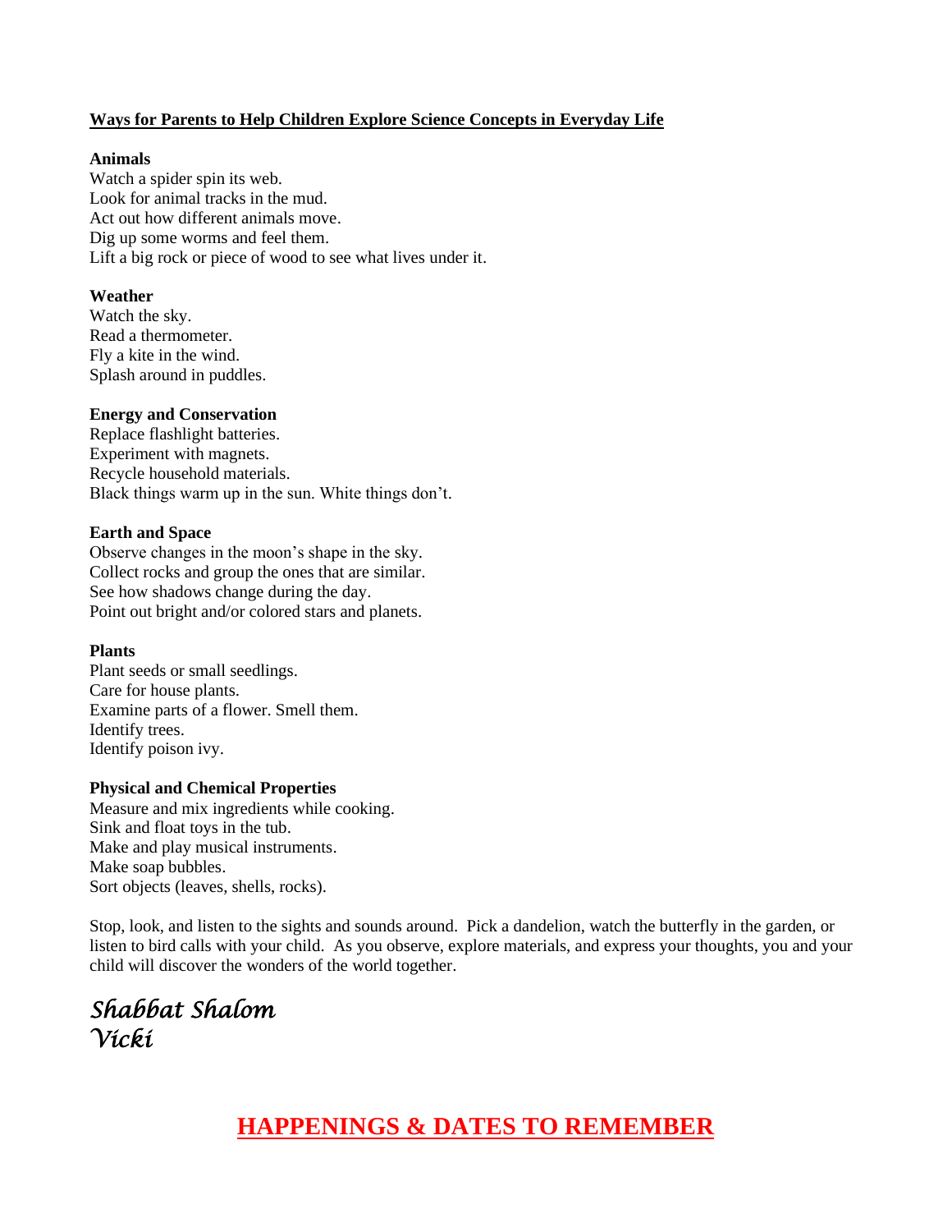## Ways for Parents to Help Children Explore Science Concepts in Everyday Life

**Animals**

Watch a spider spin its web.
Look for animal tracks in the mud.
Act out how different animals move.
Dig up some worms and feel them.
Lift a big rock or piece of wood to see what lives under it.

**Weather**

Watch the sky.
Read a thermometer.
Fly a kite in the wind.
Splash around in puddles.

**Energy and Conservation**

Replace flashlight batteries.
Experiment with magnets.
Recycle household materials.
Black things warm up in the sun. White things don't.

**Earth and Space**

Observe changes in the moon's shape in the sky.
Collect rocks and group the ones that are similar.
See how shadows change during the day.
Point out bright and/or colored stars and planets.

**Plants**

Plant seeds or small seedlings.
Care for house plants.
Examine parts of a flower. Smell them.
Identify trees.
Identify poison ivy.

**Physical and Chemical Properties**

Measure and mix ingredients while cooking.
Sink and float toys in the tub.
Make and play musical instruments.
Make soap bubbles.
Sort objects (leaves, shells, rocks).

Stop, look, and listen to the sights and sounds around. Pick a dandelion, watch the butterfly in the garden, or listen to bird calls with your child. As you observe, explore materials, and express your thoughts, you and your child will discover the wonders of the world together.

*Shabbat Shalom*
*Vicki*

## HAPPENINGS & DATES TO REMEMBER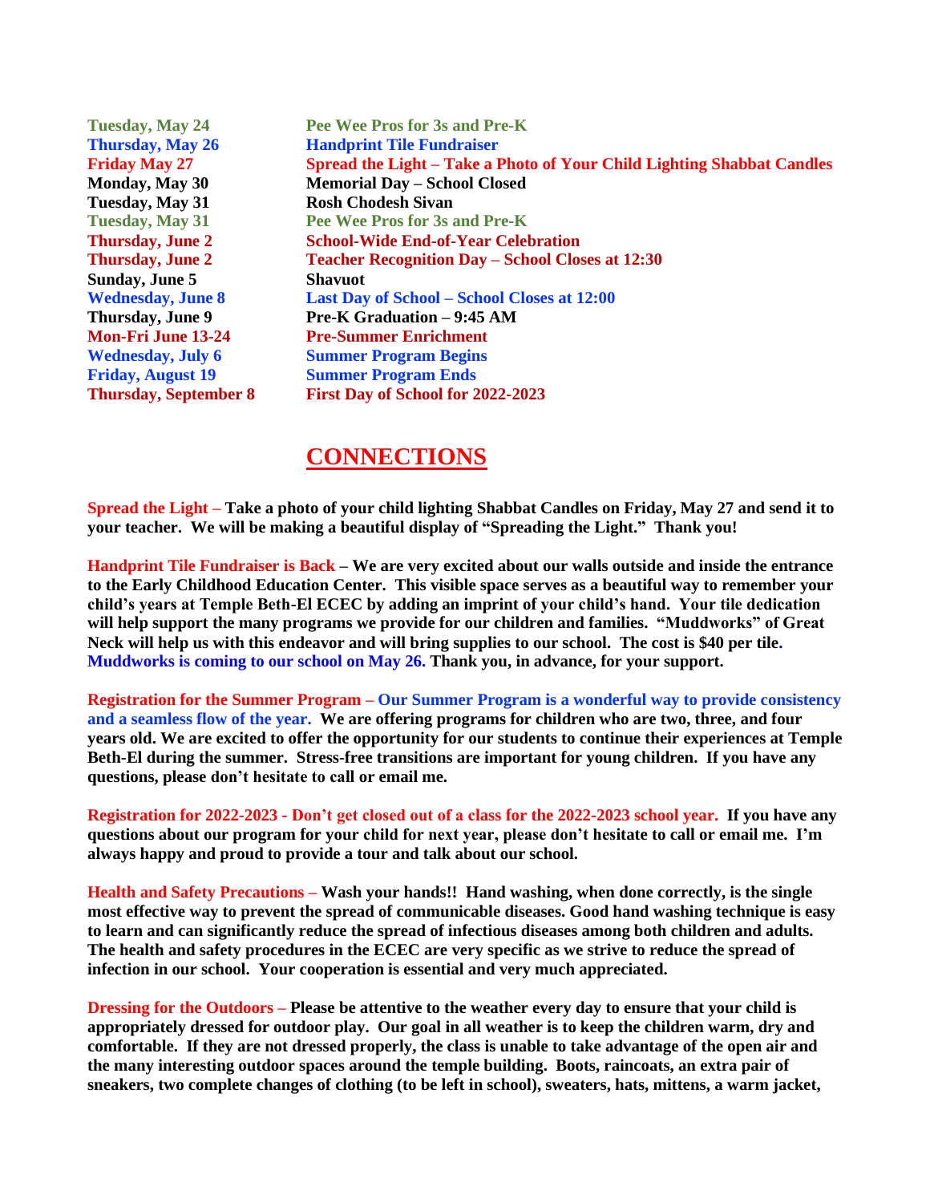| | |
|---|---|
| **Tuesday, May 24** | **Pee Wee Pros for 3s and Pre-K** |
| **Thursday, May 26** | **Handprint Tile Fundraiser** |
| **Friday May 27** | **Spread the Light – Take a Photo of Your Child Lighting Shabbat Candles** |
| **Monday, May 30** | **Memorial Day – School Closed** |
| **Tuesday, May 31** | **Rosh Chodesh Sivan** |
| **Tuesday, May 31** | **Pee Wee Pros for 3s and Pre-K** |
| **Thursday, June 2** | **School-Wide End-of-Year Celebration** |
| **Thursday, June 2** | **Teacher Recognition Day – School Closes at 12:30** |
| **Sunday, June 5** | **Shavuot** |
| **Wednesday, June 8** | **Last Day of School – School Closes at 12:00** |
| **Thursday, June 9** | **Pre-K Graduation – 9:45 AM** |
| **Mon-Fri June 13-24** | **Pre-Summer Enrichment** |
| **Wednesday, July 6** | **Summer Program Begins** |
| **Friday, August 19** | **Summer Program Ends** |
| **Thursday, September 8** | **First Day of School for 2022-2023** |

# CONNECTIONS

**Spread the Light – Take a photo of your child lighting Shabbat Candles on Friday, May 27 and send it to your teacher. We will be making a beautiful display of "Spreading the Light." Thank you!**

**Handprint Tile Fundraiser is Back – We are very excited about our walls outside and inside the entrance to the Early Childhood Education Center. This visible space serves as a beautiful way to remember your child's years at Temple Beth-El ECEC by adding an imprint of your child's hand. Your tile dedication will help support the many programs we provide for our children and families. "Muddworks" of Great Neck will help us with this endeavor and will bring supplies to our school. The cost is $40 per tile. Muddworks is coming to our school on May 26. Thank you, in advance, for your support.**

**Registration for the Summer Program – Our Summer Program is a wonderful way to provide consistency and a seamless flow of the year. We are offering programs for children who are two, three, and four years old. We are excited to offer the opportunity for our students to continue their experiences at Temple Beth-El during the summer. Stress-free transitions are important for young children. If you have any questions, please don't hesitate to call or email me.**

**Registration for 2022-2023 - Don't get closed out of a class for the 2022-2023 school year. If you have any questions about our program for your child for next year, please don't hesitate to call or email me. I'm always happy and proud to provide a tour and talk about our school.**

**Health and Safety Precautions – Wash your hands!! Hand washing, when done correctly, is the single most effective way to prevent the spread of communicable diseases. Good hand washing technique is easy to learn and can significantly reduce the spread of infectious diseases among both children and adults. The health and safety procedures in the ECEC are very specific as we strive to reduce the spread of infection in our school. Your cooperation is essential and very much appreciated.**

**Dressing for the Outdoors – Please be attentive to the weather every day to ensure that your child is appropriately dressed for outdoor play. Our goal in all weather is to keep the children warm, dry and comfortable. If they are not dressed properly, the class is unable to take advantage of the open air and the many interesting outdoor spaces around the temple building. Boots, raincoats, an extra pair of sneakers, two complete changes of clothing (to be left in school), sweaters, hats, mittens, a warm jacket,**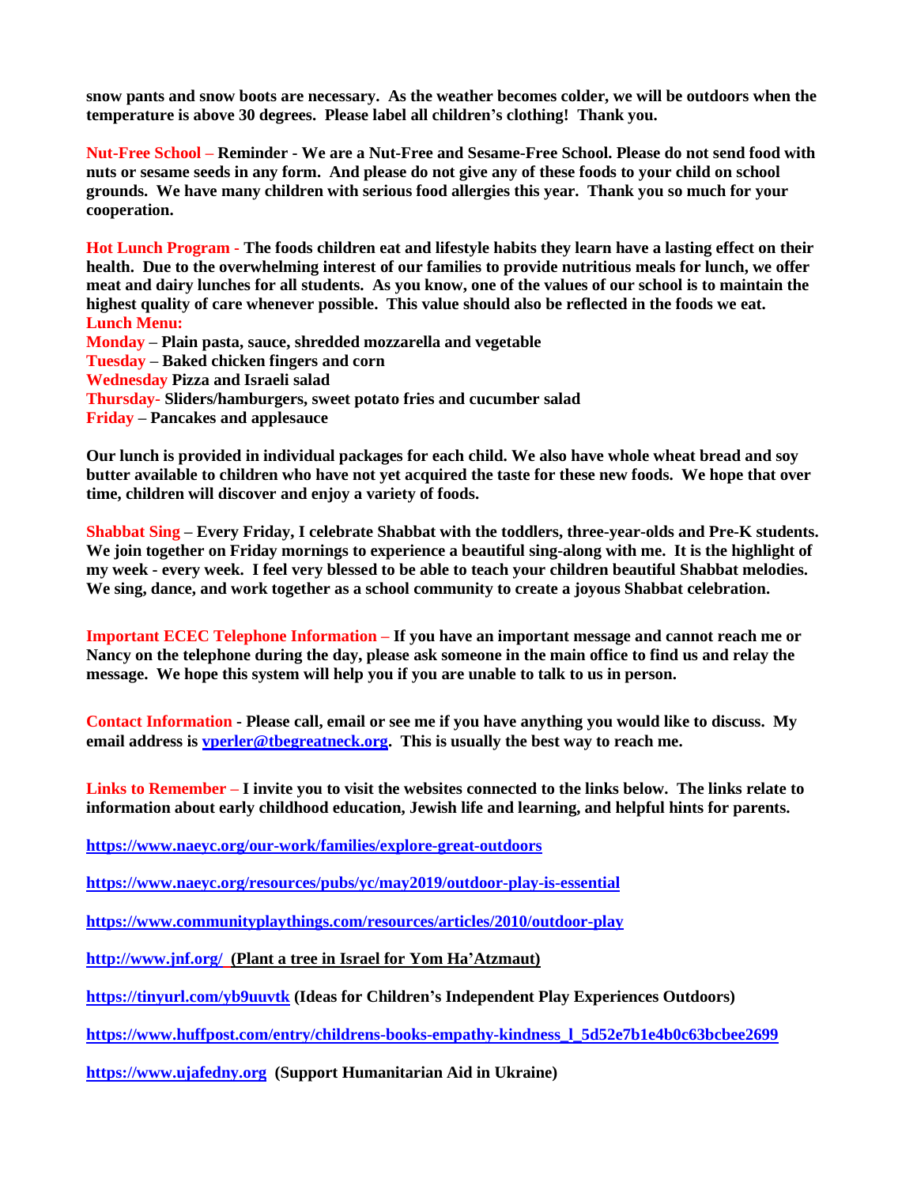**snow pants and snow boots are necessary. As the weather becomes colder, we will be outdoors when the temperature is above 30 degrees. Please label all children's clothing! Thank you.**

**Nut-Free School – Reminder - We are a Nut-Free and Sesame-Free School. Please do not send food with nuts or sesame seeds in any form. And please do not give any of these foods to your child on school grounds. We have many children with serious food allergies this year. Thank you so much for your cooperation.**

**Hot Lunch Program - The foods children eat and lifestyle habits they learn have a lasting effect on their health. Due to the overwhelming interest of our families to provide nutritious meals for lunch, we offer meat and dairy lunches for all students. As you know, one of the values of our school is to maintain the highest quality of care whenever possible. This value should also be reflected in the foods we eat.**

**Lunch Menu:**

**Monday – Plain pasta, sauce, shredded mozzarella and vegetable**
**Tuesday – Baked chicken fingers and corn**
**Wednesday Pizza and Israeli salad**
**Thursday- Sliders/hamburgers, sweet potato fries and cucumber salad**
**Friday – Pancakes and applesauce**

**Our lunch is provided in individual packages for each child. We also have whole wheat bread and soy butter available to children who have not yet acquired the taste for these new foods. We hope that over time, children will discover and enjoy a variety of foods.**

**Shabbat Sing – Every Friday, I celebrate Shabbat with the toddlers, three-year-olds and Pre-K students. We join together on Friday mornings to experience a beautiful sing-along with me. It is the highlight of my week - every week. I feel very blessed to be able to teach your children beautiful Shabbat melodies. We sing, dance, and work together as a school community to create a joyous Shabbat celebration.**

**Important ECEC Telephone Information – If you have an important message and cannot reach me or Nancy on the telephone during the day, please ask someone in the main office to find us and relay the message. We hope this system will help you if you are unable to talk to us in person.**

**Contact Information - Please call, email or see me if you have anything you would like to discuss. My email address is [vperler@tbegreatneck.org](mailto:vperler@tbegreatneck.org). This is usually the best way to reach me.**

**Links to Remember – I invite you to visit the websites connected to the links below. The links relate to information about early childhood education, Jewish life and learning, and helpful hints for parents.**

**https://www.naeyc.org/our-work/families/explore-great-outdoors**

**https://www.naeyc.org/resources/pubs/yc/may2019/outdoor-play-is-essential**

**https://www.communityplaythings.com/resources/articles/2010/outdoor-play**

**http://www.jnf.org/ (Plant a tree in Israel for Yom Ha'Atzmaut)**

**https://tinyurl.com/yb9uuvtk (Ideas for Children's Independent Play Experiences Outdoors)**

**https://www.huffpost.com/entry/childrens-books-empathy-kindness_l_5d52e7b1e4b0c63bcbee2699**

**https://www.ujafedny.org (Support Humanitarian Aid in Ukraine)**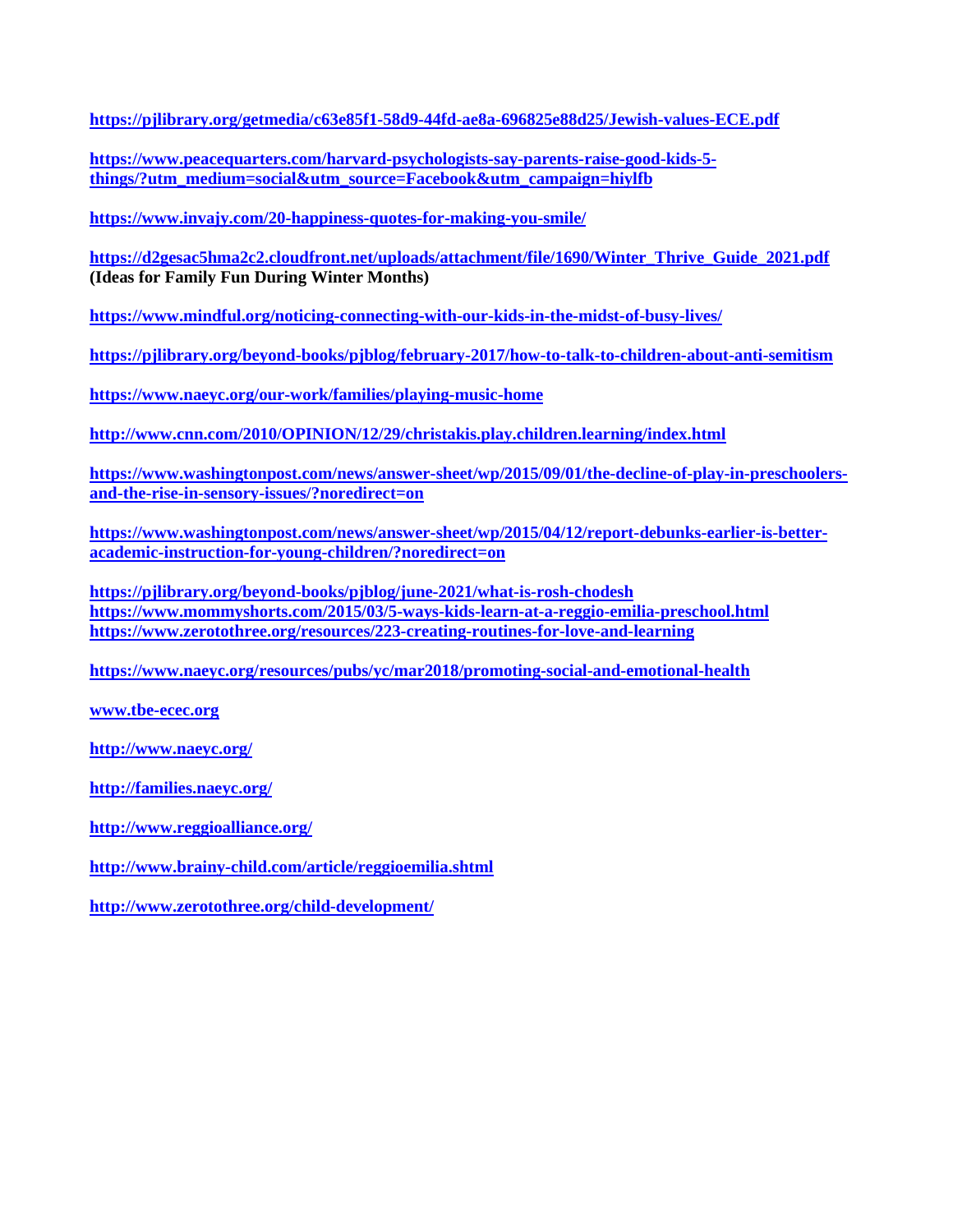**https://pjlibrary.org/getmedia/c63e85f1-58d9-44fd-ae8a-696825e88d25/Jewish-values-ECE.pdf**

**https://www.peacequarters.com/harvard-psychologists-say-parents-raise-good-kids-5-things/?utm_medium=social&utm_source=Facebook&utm_campaign=hiylfb**

**https://www.invajy.com/20-happiness-quotes-for-making-you-smile/**

**https://d2gesac5hma2c2.cloudfront.net/uploads/attachment/file/1690/Winter_Thrive_Guide_2021.pdf**
**(Ideas for Family Fun During Winter Months)**

**https://www.mindful.org/noticing-connecting-with-our-kids-in-the-midst-of-busy-lives/**

**https://pjlibrary.org/beyond-books/pjblog/february-2017/how-to-talk-to-children-about-anti-semitism**

**https://www.naeyc.org/our-work/families/playing-music-home**

**http://www.cnn.com/2010/OPINION/12/29/christakis.play.children.learning/index.html**

**https://www.washingtonpost.com/news/answer-sheet/wp/2015/09/01/the-decline-of-play-in-preschoolers-and-the-rise-in-sensory-issues/?noredirect=on**

**https://www.washingtonpost.com/news/answer-sheet/wp/2015/04/12/report-debunks-earlier-is-better-academic-instruction-for-young-children/?noredirect=on**

**https://pjlibrary.org/beyond-books/pjblog/june-2021/what-is-rosh-chodesh**
**https://www.mommyshorts.com/2015/03/5-ways-kids-learn-at-a-reggio-emilia-preschool.html**
**https://www.zerotothree.org/resources/223-creating-routines-for-love-and-learning**

**https://www.naeyc.org/resources/pubs/yc/mar2018/promoting-social-and-emotional-health**

**www.tbe-ecec.org**

**http://www.naeyc.org/**

**http://families.naeyc.org/**

**http://www.reggioalliance.org/**

**http://www.brainy-child.com/article/reggioemilia.shtml**

**http://www.zerotothree.org/child-development/**